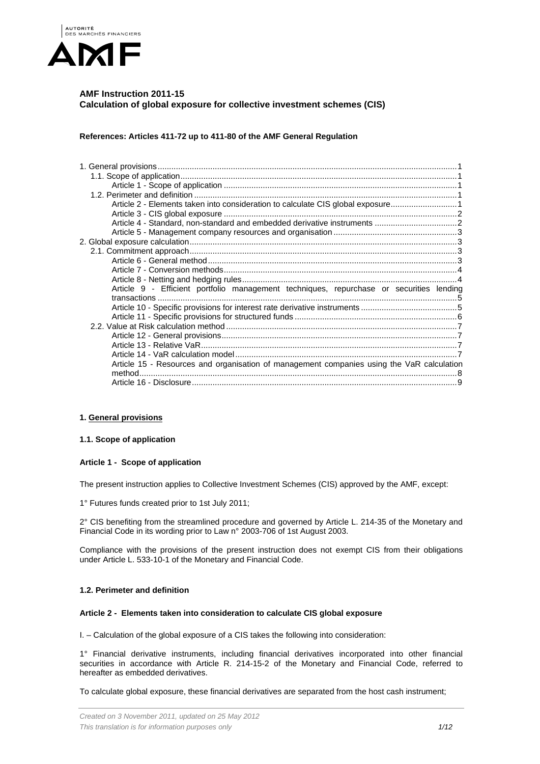AUTORITÉ DES MARCHÉS FINANCIERS

AMF

# AMF Instruction 2011-15
# Calculation of global exposure for collective investment schemes (CIS)

**References: Articles 411-72 up to 411-80 of the AMF General Regulation**

- 1. General provisions .... 1
  - 1.1. Scope of application .... 1
    - Article 1 - Scope of application .... 1
  - 1.2. Perimeter and definition .... 1
    - Article 2 - Elements taken into consideration to calculate CIS global exposure .... 1
    - Article 3 - CIS global exposure .... 2
    - Article 4 - Standard, non-standard and embedded derivative instruments .... 2
    - Article 5 - Management company resources and organisation .... 3
- 2. Global exposure calculation .... 3
  - 2.1. Commitment approach .... 3
    - Article 6 - General method .... 3
    - Article 7 - Conversion methods .... 4
    - Article 8 - Netting and hedging rules .... 4
    - Article 9 - Efficient portfolio management techniques, repurchase or securities lending transactions .... 5
    - Article 10 - Specific provisions for interest rate derivative instruments .... 5
    - Article 11 - Specific provisions for structured funds .... 6
  - 2.2. Value at Risk calculation method .... 7
    - Article 12 - General provisions .... 7
    - Article 13 - Relative VaR .... 7
    - Article 14 - VaR calculation model .... 7
    - Article 15 - Resources and organisation of management companies using the VaR calculation method .... 8
    - Article 16 - Disclosure .... 9

## 1. General provisions

### 1.1. Scope of application

#### Article 1 - Scope of application

The present instruction applies to Collective Investment Schemes (CIS) approved by the AMF, except:

1° Futures funds created prior to 1st July 2011;

2° CIS benefiting from the streamlined procedure and governed by Article L. 214-35 of the Monetary and Financial Code in its wording prior to Law n° 2003-706 of 1st August 2003.

Compliance with the provisions of the present instruction does not exempt CIS from their obligations under Article L. 533-10-1 of the Monetary and Financial Code.

### 1.2. Perimeter and definition

#### Article 2 - Elements taken into consideration to calculate CIS global exposure

I. – Calculation of the global exposure of a CIS takes the following into consideration:

1° Financial derivative instruments, including financial derivatives incorporated into other financial securities in accordance with Article R. 214-15-2 of the Monetary and Financial Code, referred to hereafter as embedded derivatives.

To calculate global exposure, these financial derivatives are separated from the host cash instrument;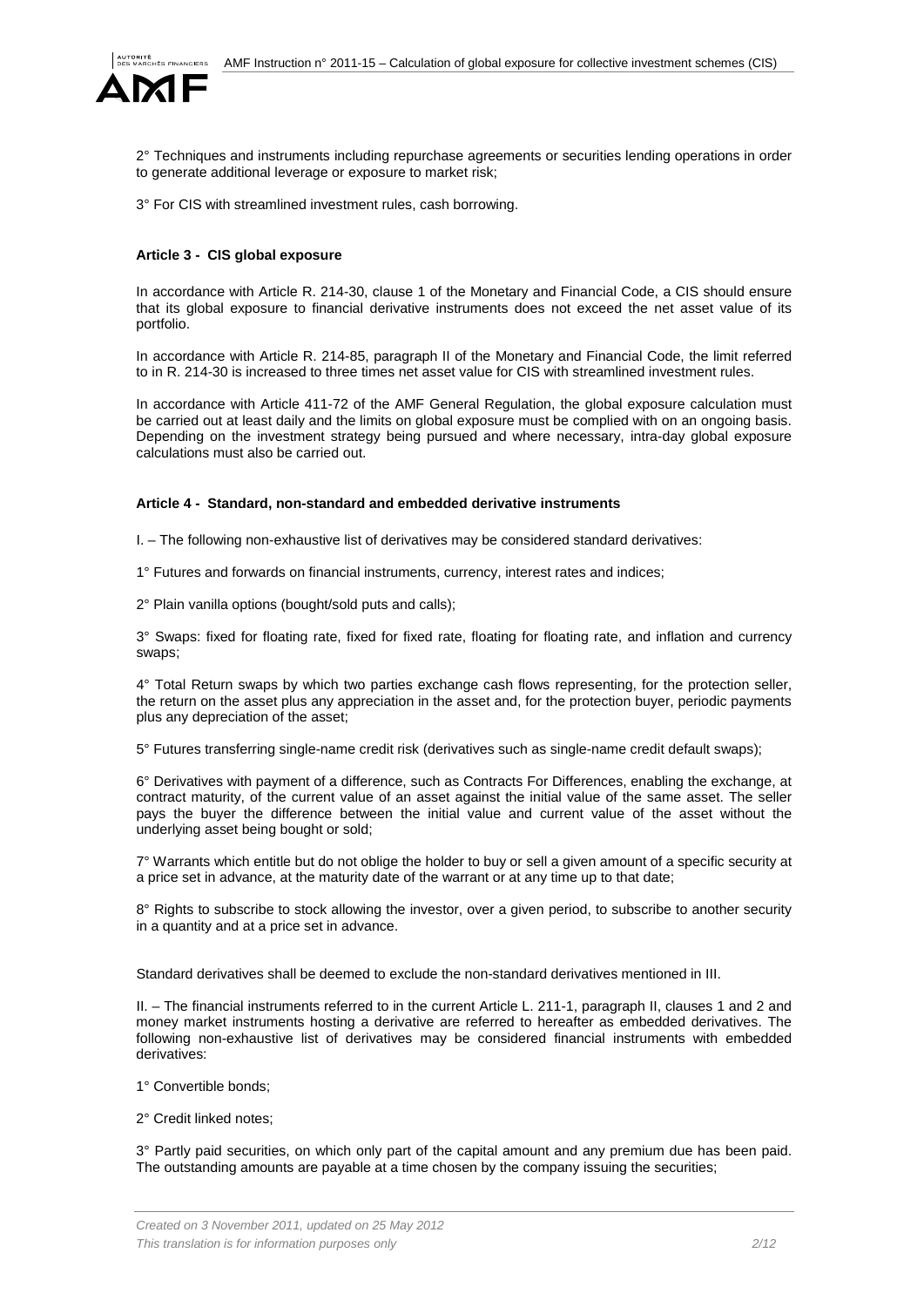2° Techniques and instruments including repurchase agreements or securities lending operations in order to generate additional leverage or exposure to market risk;

3° For CIS with streamlined investment rules, cash borrowing.

#### Article 3 - CIS global exposure

In accordance with Article R. 214-30, clause 1 of the Monetary and Financial Code, a CIS should ensure that its global exposure to financial derivative instruments does not exceed the net asset value of its portfolio.

In accordance with Article R. 214-85, paragraph II of the Monetary and Financial Code, the limit referred to in R. 214-30 is increased to three times net asset value for CIS with streamlined investment rules.

In accordance with Article 411-72 of the AMF General Regulation, the global exposure calculation must be carried out at least daily and the limits on global exposure must be complied with on an ongoing basis. Depending on the investment strategy being pursued and where necessary, intra-day global exposure calculations must also be carried out.

#### Article 4 - Standard, non-standard and embedded derivative instruments

I. – The following non-exhaustive list of derivatives may be considered standard derivatives:

1° Futures and forwards on financial instruments, currency, interest rates and indices;

2° Plain vanilla options (bought/sold puts and calls);

3° Swaps: fixed for floating rate, fixed for fixed rate, floating for floating rate, and inflation and currency swaps;

4° Total Return swaps by which two parties exchange cash flows representing, for the protection seller, the return on the asset plus any appreciation in the asset and, for the protection buyer, periodic payments plus any depreciation of the asset;

5° Futures transferring single-name credit risk (derivatives such as single-name credit default swaps);

6° Derivatives with payment of a difference, such as Contracts For Differences, enabling the exchange, at contract maturity, of the current value of an asset against the initial value of the same asset. The seller pays the buyer the difference between the initial value and current value of the asset without the underlying asset being bought or sold;

7° Warrants which entitle but do not oblige the holder to buy or sell a given amount of a specific security at a price set in advance, at the maturity date of the warrant or at any time up to that date;

8° Rights to subscribe to stock allowing the investor, over a given period, to subscribe to another security in a quantity and at a price set in advance.

Standard derivatives shall be deemed to exclude the non-standard derivatives mentioned in III.

II. – The financial instruments referred to in the current Article L. 211-1, paragraph II, clauses 1 and 2 and money market instruments hosting a derivative are referred to hereafter as embedded derivatives. The following non-exhaustive list of derivatives may be considered financial instruments with embedded derivatives:

1° Convertible bonds;

2° Credit linked notes;

3° Partly paid securities, on which only part of the capital amount and any premium due has been paid. The outstanding amounts are payable at a time chosen by the company issuing the securities;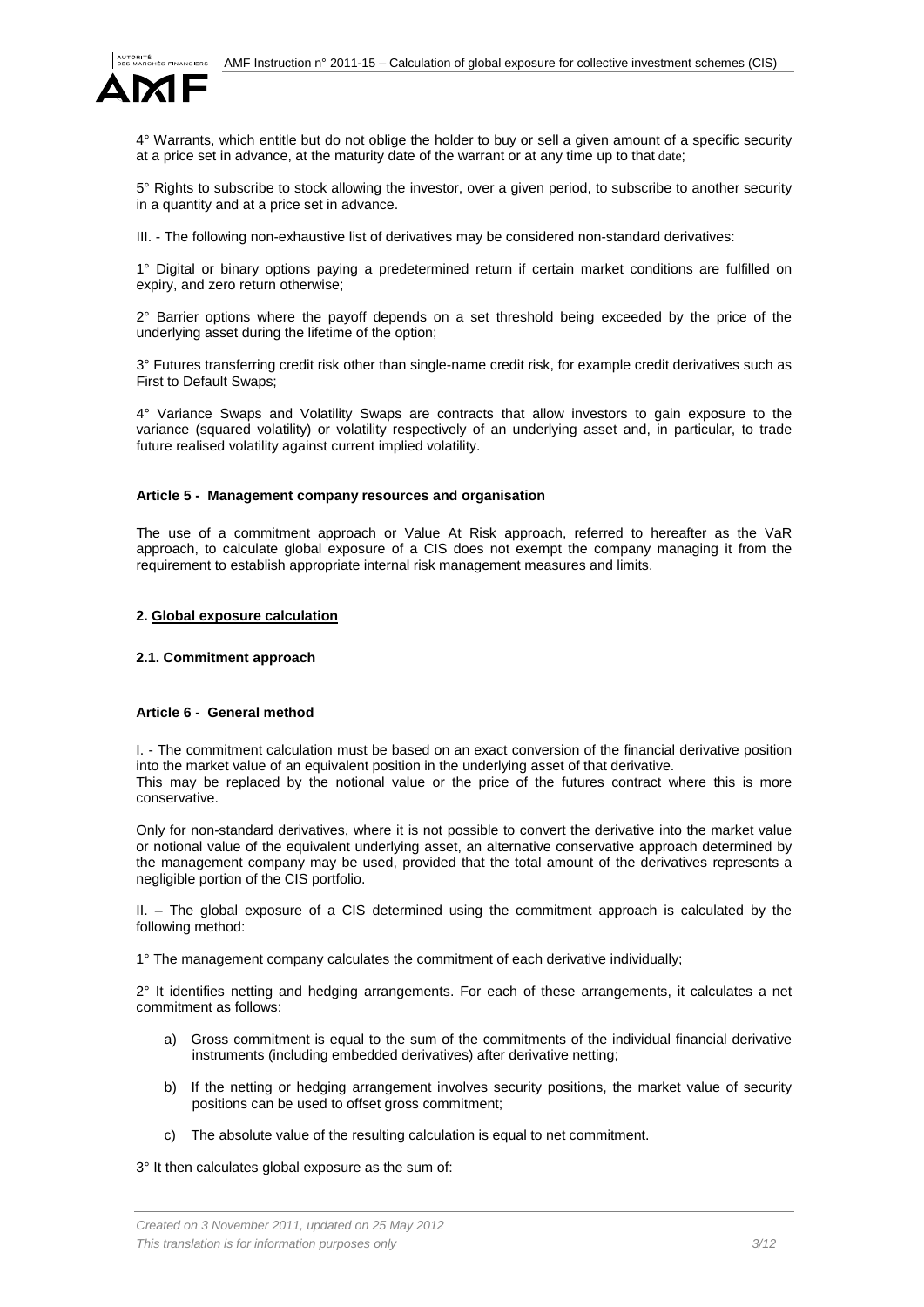4° Warrants, which entitle but do not oblige the holder to buy or sell a given amount of a specific security at a price set in advance, at the maturity date of the warrant or at any time up to that date;

5° Rights to subscribe to stock allowing the investor, over a given period, to subscribe to another security in a quantity and at a price set in advance.

III. - The following non-exhaustive list of derivatives may be considered non-standard derivatives:

1° Digital or binary options paying a predetermined return if certain market conditions are fulfilled on expiry, and zero return otherwise;

2° Barrier options where the payoff depends on a set threshold being exceeded by the price of the underlying asset during the lifetime of the option;

3° Futures transferring credit risk other than single-name credit risk, for example credit derivatives such as First to Default Swaps;

4° Variance Swaps and Volatility Swaps are contracts that allow investors to gain exposure to the variance (squared volatility) or volatility respectively of an underlying asset and, in particular, to trade future realised volatility against current implied volatility.

#### Article 5 - Management company resources and organisation

The use of a commitment approach or Value At Risk approach, referred to hereafter as the VaR approach, to calculate global exposure of a CIS does not exempt the company managing it from the requirement to establish appropriate internal risk management measures and limits.

## 2. Global exposure calculation

### 2.1. Commitment approach

#### Article 6 - General method

I. - The commitment calculation must be based on an exact conversion of the financial derivative position into the market value of an equivalent position in the underlying asset of that derivative.
This may be replaced by the notional value or the price of the futures contract where this is more conservative.

Only for non-standard derivatives, where it is not possible to convert the derivative into the market value or notional value of the equivalent underlying asset, an alternative conservative approach determined by the management company may be used, provided that the total amount of the derivatives represents a negligible portion of the CIS portfolio.

II. – The global exposure of a CIS determined using the commitment approach is calculated by the following method:

1° The management company calculates the commitment of each derivative individually;

2° It identifies netting and hedging arrangements. For each of these arrangements, it calculates a net commitment as follows:

a) Gross commitment is equal to the sum of the commitments of the individual financial derivative instruments (including embedded derivatives) after derivative netting;

b) If the netting or hedging arrangement involves security positions, the market value of security positions can be used to offset gross commitment;

c) The absolute value of the resulting calculation is equal to net commitment.

3° It then calculates global exposure as the sum of: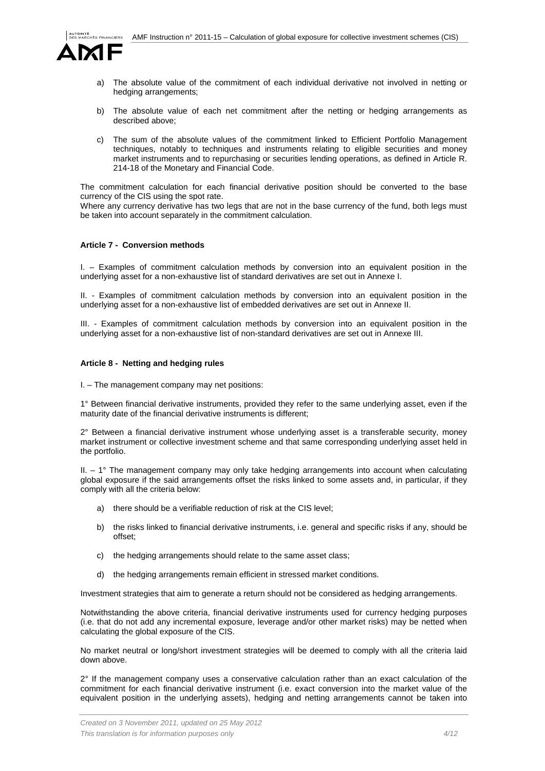a) The absolute value of the commitment of each individual derivative not involved in netting or hedging arrangements;

b) The absolute value of each net commitment after the netting or hedging arrangements as described above;

c) The sum of the absolute values of the commitment linked to Efficient Portfolio Management techniques, notably to techniques and instruments relating to eligible securities and money market instruments and to repurchasing or securities lending operations, as defined in Article R. 214-18 of the Monetary and Financial Code.

The commitment calculation for each financial derivative position should be converted to the base currency of the CIS using the spot rate.

Where any currency derivative has two legs that are not in the base currency of the fund, both legs must be taken into account separately in the commitment calculation.

**Article 7 - Conversion methods**

I. – Examples of commitment calculation methods by conversion into an equivalent position in the underlying asset for a non-exhaustive list of standard derivatives are set out in Annexe I.

II. - Examples of commitment calculation methods by conversion into an equivalent position in the underlying asset for a non-exhaustive list of embedded derivatives are set out in Annexe II.

III. - Examples of commitment calculation methods by conversion into an equivalent position in the underlying asset for a non-exhaustive list of non-standard derivatives are set out in Annexe III.

**Article 8 - Netting and hedging rules**

I. – The management company may net positions:

1° Between financial derivative instruments, provided they refer to the same underlying asset, even if the maturity date of the financial derivative instruments is different;

2° Between a financial derivative instrument whose underlying asset is a transferable security, money market instrument or collective investment scheme and that same corresponding underlying asset held in the portfolio.

II. – 1° The management company may only take hedging arrangements into account when calculating global exposure if the said arrangements offset the risks linked to some assets and, in particular, if they comply with all the criteria below:

a) there should be a verifiable reduction of risk at the CIS level;

b) the risks linked to financial derivative instruments, i.e. general and specific risks if any, should be offset;

c) the hedging arrangements should relate to the same asset class;

d) the hedging arrangements remain efficient in stressed market conditions.

Investment strategies that aim to generate a return should not be considered as hedging arrangements.

Notwithstanding the above criteria, financial derivative instruments used for currency hedging purposes (i.e. that do not add any incremental exposure, leverage and/or other market risks) may be netted when calculating the global exposure of the CIS.

No market neutral or long/short investment strategies will be deemed to comply with all the criteria laid down above.

2° If the management company uses a conservative calculation rather than an exact calculation of the commitment for each financial derivative instrument (i.e. exact conversion into the market value of the equivalent position in the underlying assets), hedging and netting arrangements cannot be taken into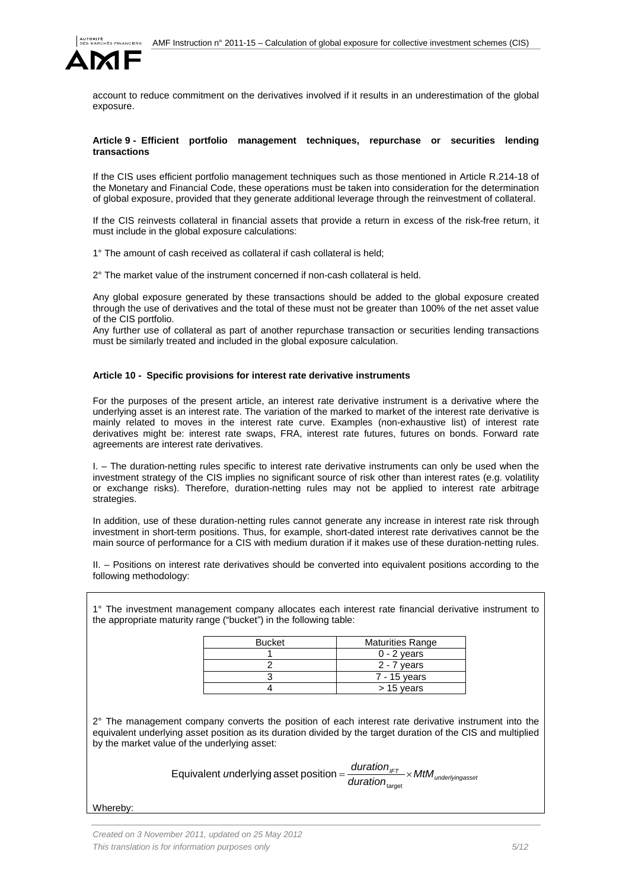account to reduce commitment on the derivatives involved if it results in an underestimation of the global exposure.

#### Article 9 - Efficient portfolio management techniques, repurchase or securities lending transactions

If the CIS uses efficient portfolio management techniques such as those mentioned in Article R.214-18 of the Monetary and Financial Code, these operations must be taken into consideration for the determination of global exposure, provided that they generate additional leverage through the reinvestment of collateral.

If the CIS reinvests collateral in financial assets that provide a return in excess of the risk-free return, it must include in the global exposure calculations:

1° The amount of cash received as collateral if cash collateral is held;

2° The market value of the instrument concerned if non-cash collateral is held.

Any global exposure generated by these transactions should be added to the global exposure created through the use of derivatives and the total of these must not be greater than 100% of the net asset value of the CIS portfolio.
Any further use of collateral as part of another repurchase transaction or securities lending transactions must be similarly treated and included in the global exposure calculation.

#### Article 10 - Specific provisions for interest rate derivative instruments

For the purposes of the present article, an interest rate derivative instrument is a derivative where the underlying asset is an interest rate. The variation of the marked to market of the interest rate derivative is mainly related to moves in the interest rate curve. Examples (non-exhaustive list) of interest rate derivatives might be: interest rate swaps, FRA, interest rate futures, futures on bonds. Forward rate agreements are interest rate derivatives.

I. – The duration-netting rules specific to interest rate derivative instruments can only be used when the investment strategy of the CIS implies no significant source of risk other than interest rates (e.g. volatility or exchange risks). Therefore, duration-netting rules may not be applied to interest rate arbitrage strategies.

In addition, use of these duration-netting rules cannot generate any increase in interest rate risk through investment in short-term positions. Thus, for example, short-dated interest rate derivatives cannot be the main source of performance for a CIS with medium duration if it makes use of these duration-netting rules.

II. – Positions on interest rate derivatives should be converted into equivalent positions according to the following methodology:

1° The investment management company allocates each interest rate financial derivative instrument to the appropriate maturity range ("bucket") in the following table:

| Bucket | Maturities Range |
|---|---|
| 1 | 0 - 2 years |
| 2 | 2 - 7 years |
| 3 | 7 - 15 years |
| 4 | > 15 years |

2° The management company converts the position of each interest rate derivative instrument into the equivalent underlying asset position as its duration divided by the target duration of the CIS and multiplied by the market value of the underlying asset:

$$\text{Equivalent underlying asset position} = \frac{duration_{IFT}}{duration_{\text{target}}} \times MtM_{underlyingasset}$$

Whereby: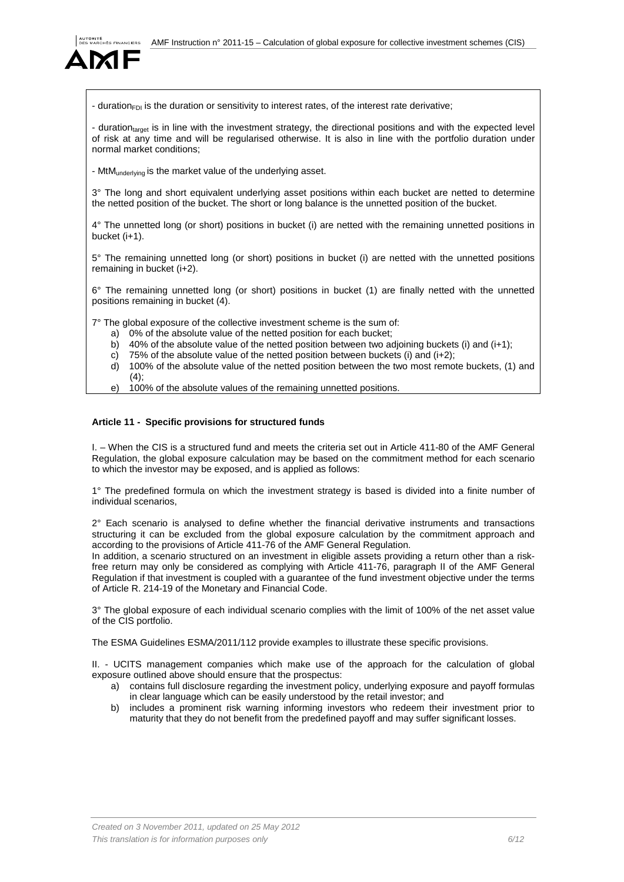- $duration_{FDI}$ is the duration or sensitivity to interest rates, of the interest rate derivative;

- $duration_{target}$ is in line with the investment strategy, the directional positions and with the expected level of risk at any time and will be regularised otherwise. It is also in line with the portfolio duration under normal market conditions;

- $MtM_{underlying}$ is the market value of the underlying asset.

3° The long and short equivalent underlying asset positions within each bucket are netted to determine the netted position of the bucket. The short or long balance is the unnetted position of the bucket.

4° The unnetted long (or short) positions in bucket (i) are netted with the remaining unnetted positions in bucket (i+1).

5° The remaining unnetted long (or short) positions in bucket (i) are netted with the unnetted positions remaining in bucket (i+2).

6° The remaining unnetted long (or short) positions in bucket (1) are finally netted with the unnetted positions remaining in bucket (4).

7° The global exposure of the collective investment scheme is the sum of:

a) 0% of the absolute value of the netted position for each bucket;
b) 40% of the absolute value of the netted position between two adjoining buckets (i) and (i+1);
c) 75% of the absolute value of the netted position between buckets (i) and (i+2);
d) 100% of the absolute value of the netted position between the two most remote buckets, (1) and (4);
e) 100% of the absolute values of the remaining unnetted positions.

### Article 11 - Specific provisions for structured funds

I. – When the CIS is a structured fund and meets the criteria set out in Article 411-80 of the AMF General Regulation, the global exposure calculation may be based on the commitment method for each scenario to which the investor may be exposed, and is applied as follows:

1° The predefined formula on which the investment strategy is based is divided into a finite number of individual scenarios,

2° Each scenario is analysed to define whether the financial derivative instruments and transactions structuring it can be excluded from the global exposure calculation by the commitment approach and according to the provisions of Article 411-76 of the AMF General Regulation.
In addition, a scenario structured on an investment in eligible assets providing a return other than a risk-free return may only be considered as complying with Article 411-76, paragraph II of the AMF General Regulation if that investment is coupled with a guarantee of the fund investment objective under the terms of Article R. 214-19 of the Monetary and Financial Code.

3° The global exposure of each individual scenario complies with the limit of 100% of the net asset value of the CIS portfolio.

The ESMA Guidelines ESMA/2011/112 provide examples to illustrate these specific provisions.

II. - UCITS management companies which make use of the approach for the calculation of global exposure outlined above should ensure that the prospectus:

a) contains full disclosure regarding the investment policy, underlying exposure and payoff formulas in clear language which can be easily understood by the retail investor; and
b) includes a prominent risk warning informing investors who redeem their investment prior to maturity that they do not benefit from the predefined payoff and may suffer significant losses.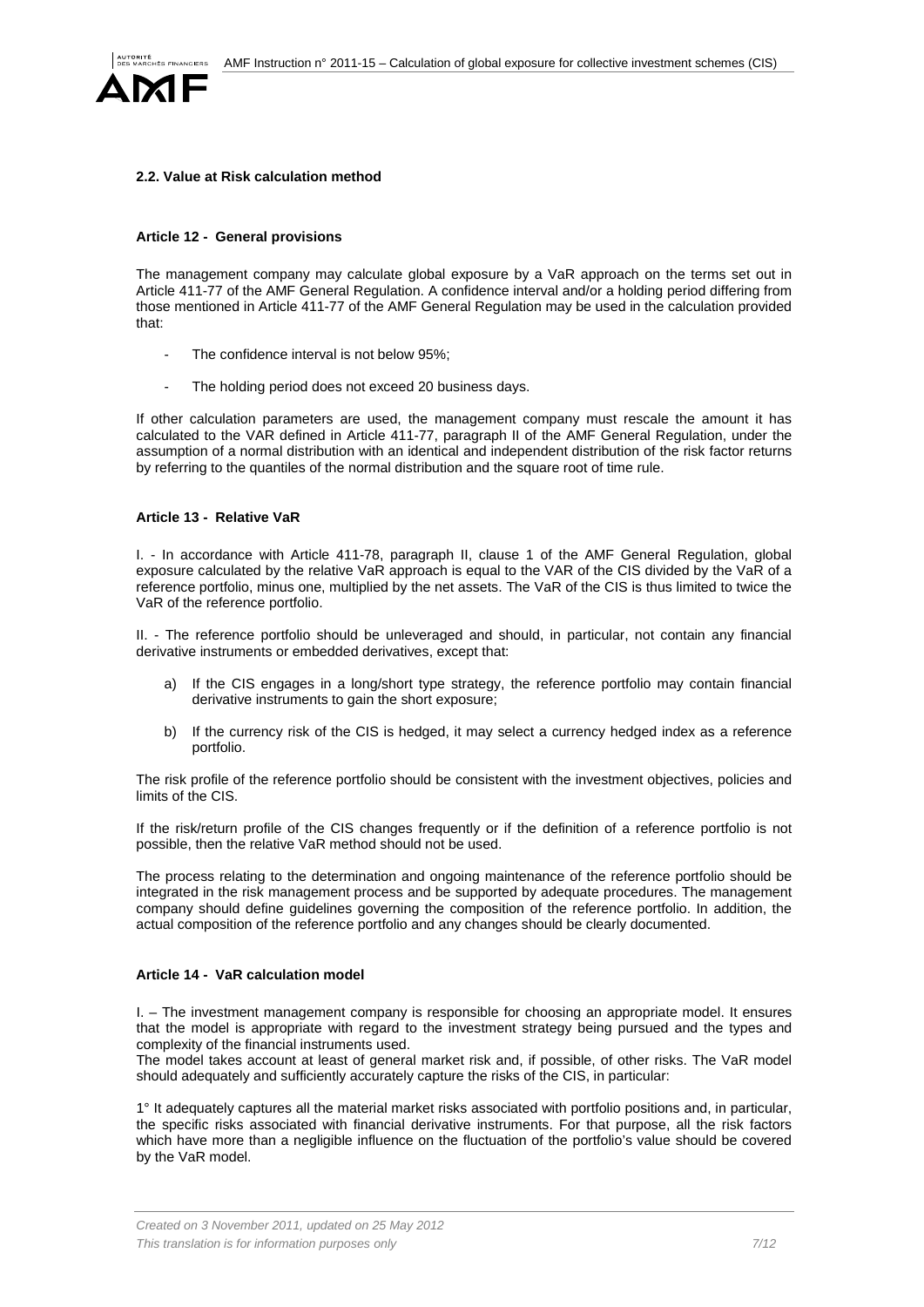### 2.2. Value at Risk calculation method

#### Article 12 - General provisions

The management company may calculate global exposure by a VaR approach on the terms set out in Article 411-77 of the AMF General Regulation. A confidence interval and/or a holding period differing from those mentioned in Article 411-77 of the AMF General Regulation may be used in the calculation provided that:

- The confidence interval is not below 95%;
- The holding period does not exceed 20 business days.

If other calculation parameters are used, the management company must rescale the amount it has calculated to the VAR defined in Article 411-77, paragraph II of the AMF General Regulation, under the assumption of a normal distribution with an identical and independent distribution of the risk factor returns by referring to the quantiles of the normal distribution and the square root of time rule.

#### Article 13 - Relative VaR

I. - In accordance with Article 411-78, paragraph II, clause 1 of the AMF General Regulation, global exposure calculated by the relative VaR approach is equal to the VAR of the CIS divided by the VaR of a reference portfolio, minus one, multiplied by the net assets. The VaR of the CIS is thus limited to twice the VaR of the reference portfolio.

II. - The reference portfolio should be unleveraged and should, in particular, not contain any financial derivative instruments or embedded derivatives, except that:

a) If the CIS engages in a long/short type strategy, the reference portfolio may contain financial derivative instruments to gain the short exposure;

b) If the currency risk of the CIS is hedged, it may select a currency hedged index as a reference portfolio.

The risk profile of the reference portfolio should be consistent with the investment objectives, policies and limits of the CIS.

If the risk/return profile of the CIS changes frequently or if the definition of a reference portfolio is not possible, then the relative VaR method should not be used.

The process relating to the determination and ongoing maintenance of the reference portfolio should be integrated in the risk management process and be supported by adequate procedures. The management company should define guidelines governing the composition of the reference portfolio. In addition, the actual composition of the reference portfolio and any changes should be clearly documented.

#### Article 14 - VaR calculation model

I. – The investment management company is responsible for choosing an appropriate model. It ensures that the model is appropriate with regard to the investment strategy being pursued and the types and complexity of the financial instruments used.
The model takes account at least of general market risk and, if possible, of other risks. The VaR model should adequately and sufficiently accurately capture the risks of the CIS, in particular:

1° It adequately captures all the material market risks associated with portfolio positions and, in particular, the specific risks associated with financial derivative instruments. For that purpose, all the risk factors which have more than a negligible influence on the fluctuation of the portfolio's value should be covered by the VaR model.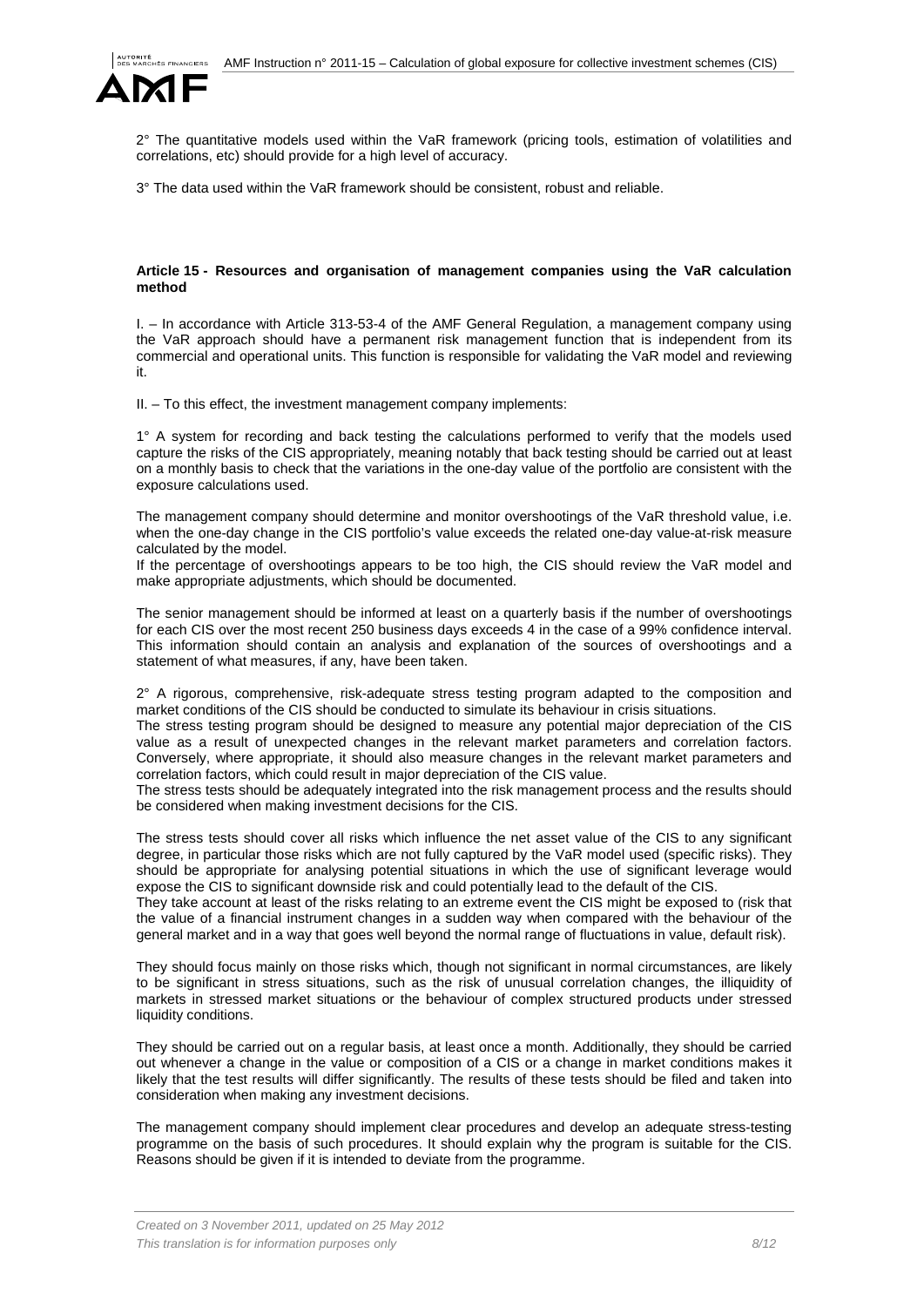2° The quantitative models used within the VaR framework (pricing tools, estimation of volatilities and correlations, etc) should provide for a high level of accuracy.

3° The data used within the VaR framework should be consistent, robust and reliable.

**Article 15 - Resources and organisation of management companies using the VaR calculation method**

I. – In accordance with Article 313-53-4 of the AMF General Regulation, a management company using the VaR approach should have a permanent risk management function that is independent from its commercial and operational units. This function is responsible for validating the VaR model and reviewing it.

II. – To this effect, the investment management company implements:

1° A system for recording and back testing the calculations performed to verify that the models used capture the risks of the CIS appropriately, meaning notably that back testing should be carried out at least on a monthly basis to check that the variations in the one-day value of the portfolio are consistent with the exposure calculations used.

The management company should determine and monitor overshootings of the VaR threshold value, i.e. when the one-day change in the CIS portfolio's value exceeds the related one-day value-at-risk measure calculated by the model.

If the percentage of overshootings appears to be too high, the CIS should review the VaR model and make appropriate adjustments, which should be documented.

The senior management should be informed at least on a quarterly basis if the number of overshootings for each CIS over the most recent 250 business days exceeds 4 in the case of a 99% confidence interval. This information should contain an analysis and explanation of the sources of overshootings and a statement of what measures, if any, have been taken.

2° A rigorous, comprehensive, risk-adequate stress testing program adapted to the composition and market conditions of the CIS should be conducted to simulate its behaviour in crisis situations.

The stress testing program should be designed to measure any potential major depreciation of the CIS value as a result of unexpected changes in the relevant market parameters and correlation factors. Conversely, where appropriate, it should also measure changes in the relevant market parameters and correlation factors, which could result in major depreciation of the CIS value.

The stress tests should be adequately integrated into the risk management process and the results should be considered when making investment decisions for the CIS.

The stress tests should cover all risks which influence the net asset value of the CIS to any significant degree, in particular those risks which are not fully captured by the VaR model used (specific risks). They should be appropriate for analysing potential situations in which the use of significant leverage would expose the CIS to significant downside risk and could potentially lead to the default of the CIS.

They take account at least of the risks relating to an extreme event the CIS might be exposed to (risk that the value of a financial instrument changes in a sudden way when compared with the behaviour of the general market and in a way that goes well beyond the normal range of fluctuations in value, default risk).

They should focus mainly on those risks which, though not significant in normal circumstances, are likely to be significant in stress situations, such as the risk of unusual correlation changes, the illiquidity of markets in stressed market situations or the behaviour of complex structured products under stressed liquidity conditions.

They should be carried out on a regular basis, at least once a month. Additionally, they should be carried out whenever a change in the value or composition of a CIS or a change in market conditions makes it likely that the test results will differ significantly. The results of these tests should be filed and taken into consideration when making any investment decisions.

The management company should implement clear procedures and develop an adequate stress-testing programme on the basis of such procedures. It should explain why the program is suitable for the CIS. Reasons should be given if it is intended to deviate from the programme.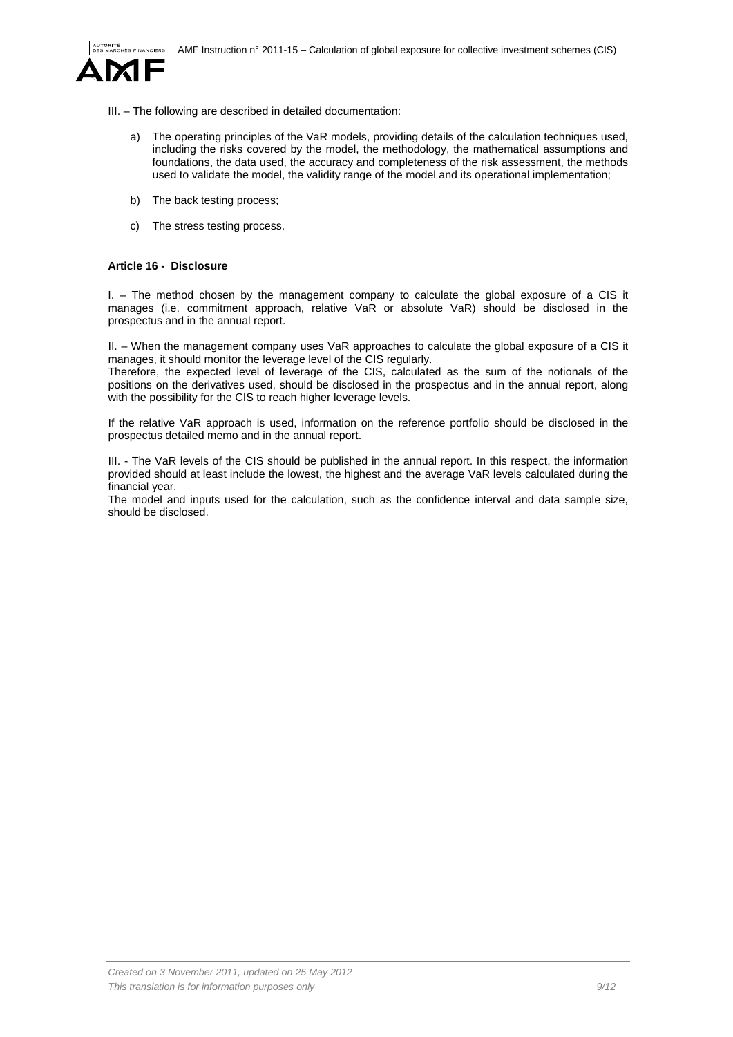III. – The following are described in detailed documentation:

a) The operating principles of the VaR models, providing details of the calculation techniques used, including the risks covered by the model, the methodology, the mathematical assumptions and foundations, the data used, the accuracy and completeness of the risk assessment, the methods used to validate the model, the validity range of the model and its operational implementation;

b) The back testing process;

c) The stress testing process.

**Article 16 - Disclosure**

I. – The method chosen by the management company to calculate the global exposure of a CIS it manages (i.e. commitment approach, relative VaR or absolute VaR) should be disclosed in the prospectus and in the annual report.

II. – When the management company uses VaR approaches to calculate the global exposure of a CIS it manages, it should monitor the leverage level of the CIS regularly.
Therefore, the expected level of leverage of the CIS, calculated as the sum of the notionals of the positions on the derivatives used, should be disclosed in the prospectus and in the annual report, along with the possibility for the CIS to reach higher leverage levels.

If the relative VaR approach is used, information on the reference portfolio should be disclosed in the prospectus detailed memo and in the annual report.

III. - The VaR levels of the CIS should be published in the annual report. In this respect, the information provided should at least include the lowest, the highest and the average VaR levels calculated during the financial year.
The model and inputs used for the calculation, such as the confidence interval and data sample size, should be disclosed.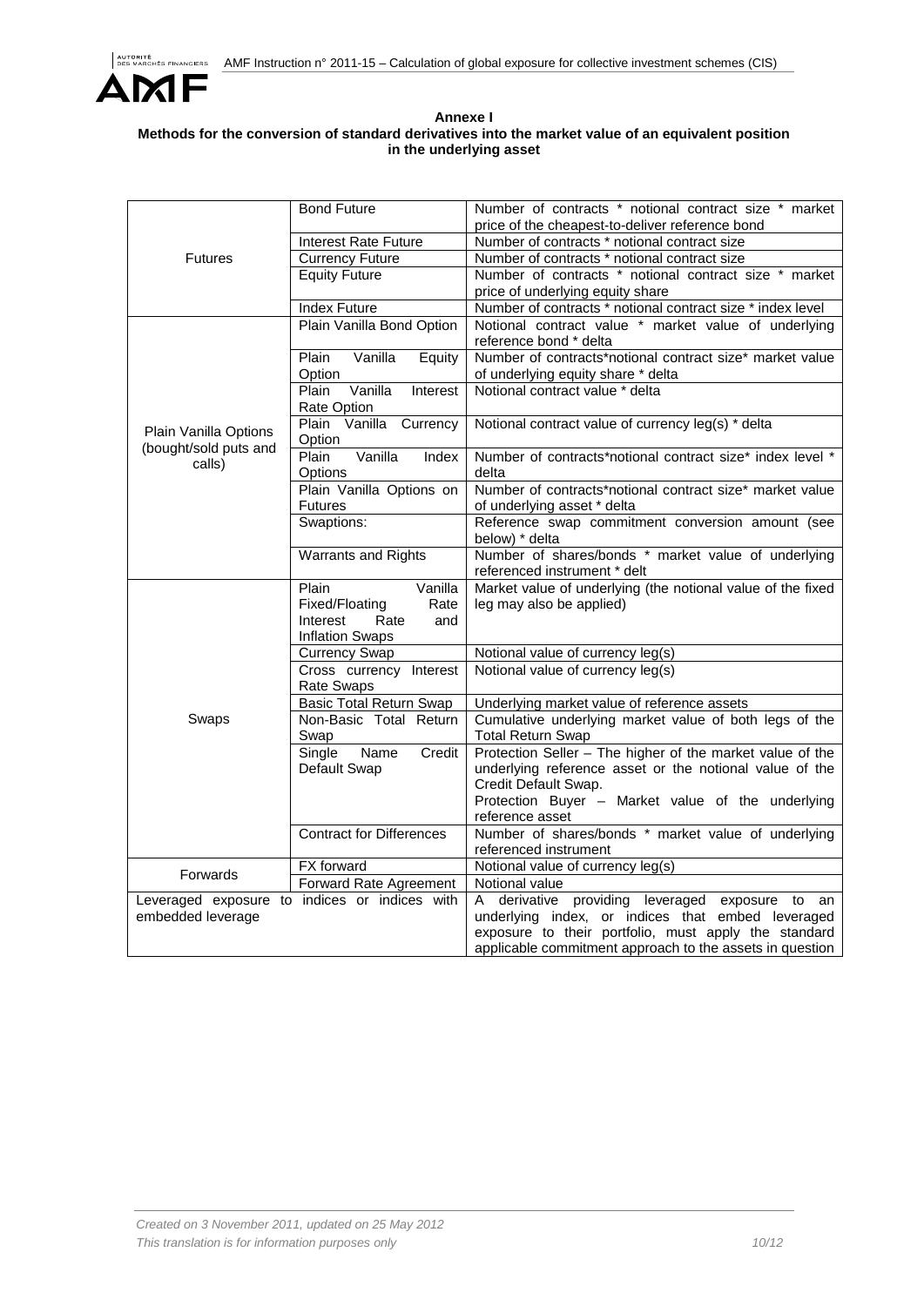**Annexe I**
**Methods for the conversion of standard derivatives into the market value of an equivalent position in the underlying asset**

| | | |
|---|---|---|
| Futures | Bond Future | Number of contracts * notional contract size * market price of the cheapest-to-deliver reference bond |
| | Interest Rate Future | Number of contracts * notional contract size |
| | Currency Future | Number of contracts * notional contract size |
| | Equity Future | Number of contracts * notional contract size * market price of underlying equity share |
| | Index Future | Number of contracts * notional contract size * index level |
| Plain Vanilla Options (bought/sold puts and calls) | Plain Vanilla Bond Option | Notional contract value * market value of underlying reference bond * delta |
| | Plain Vanilla Equity Option | Number of contracts*notional contract size* market value of underlying equity share * delta |
| | Plain Vanilla Interest Rate Option | Notional contract value * delta |
| | Plain Vanilla Currency Option | Notional contract value of currency leg(s) * delta |
| | Plain Vanilla Index Options | Number of contracts*notional contract size* index level * delta |
| | Plain Vanilla Options on Futures | Number of contracts*notional contract size* market value of underlying asset * delta |
| | Swaptions: | Reference swap commitment conversion amount (see below) * delta |
| | Warrants and Rights | Number of shares/bonds * market value of underlying referenced instrument * delt |
| Swaps | Plain Vanilla Fixed/Floating Rate Interest Rate and Inflation Swaps | Market value of underlying (the notional value of the fixed leg may also be applied) |
| | Currency Swap | Notional value of currency leg(s) |
| | Cross currency Interest Rate Swaps | Notional value of currency leg(s) |
| | Basic Total Return Swap | Underlying market value of reference assets |
| | Non-Basic Total Return Swap | Cumulative underlying market value of both legs of the Total Return Swap |
| | Single Name Credit Default Swap | Protection Seller – The higher of the market value of the underlying reference asset or the notional value of the Credit Default Swap. Protection Buyer – Market value of the underlying reference asset |
| | Contract for Differences | Number of shares/bonds * market value of underlying referenced instrument |
| Forwards | FX forward | Notional value of currency leg(s) |
| | Forward Rate Agreement | Notional value |
| Leveraged exposure to indices or indices with embedded leverage | | A derivative providing leveraged exposure to an underlying index, or indices that embed leveraged exposure to their portfolio, must apply the standard applicable commitment approach to the assets in question |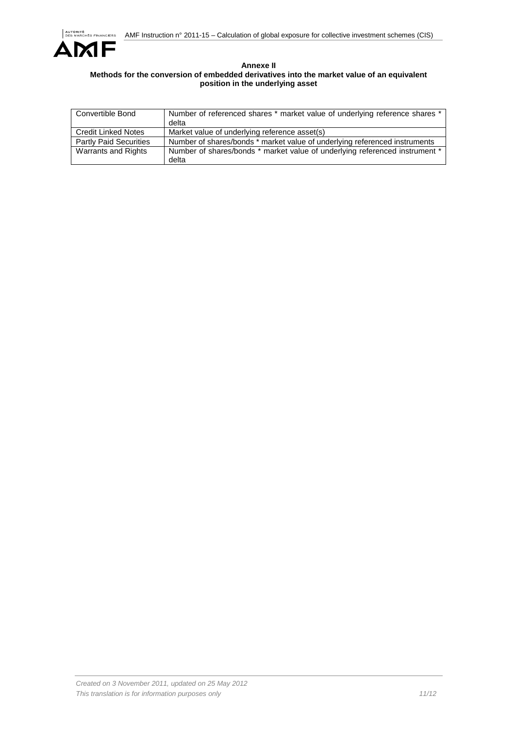**Annexe II**

**Methods for the conversion of embedded derivatives into the market value of an equivalent position in the underlying asset**

| | |
|---|---|
| Convertible Bond | Number of referenced shares * market value of underlying reference shares * delta |
| Credit Linked Notes | Market value of underlying reference asset(s) |
| Partly Paid Securities | Number of shares/bonds * market value of underlying referenced instruments |
| Warrants and Rights | Number of shares/bonds * market value of underlying referenced instrument * delta |

*Created on 3 November 2011, updated on 25 May 2012*
*This translation is for information purposes only*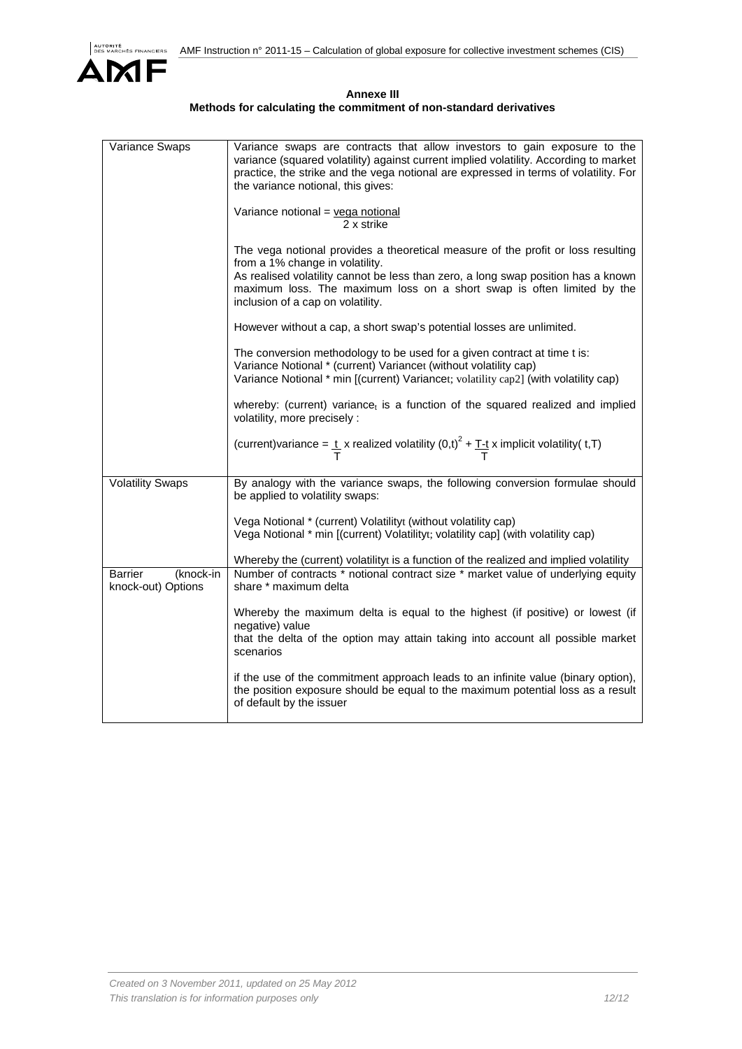**Annexe III**
**Methods for calculating the commitment of non-standard derivatives**

| | |
|---|---|
| Variance Swaps | Variance swaps are contracts that allow investors to gain exposure to the variance (squared volatility) against current implied volatility. According to market practice, the strike and the vega notional are expressed in terms of volatility. For the variance notional, this gives:<br><br>$\text{Variance notional} = \frac{\text{vega notional}}{2 \times \text{strike}}$<br><br>The vega notional provides a theoretical measure of the profit or loss resulting from a 1% change in volatility.<br>As realised volatility cannot be less than zero, a long swap position has a known maximum loss. The maximum loss on a short swap is often limited by the inclusion of a cap on volatility.<br><br>However without a cap, a short swap's potential losses are unlimited.<br><br>The conversion methodology to be used for a given contract at time t is:<br>Variance Notional * (current) $\text{Variance}_t$ (without volatility cap)<br>Variance Notional * min [(current) $\text{Variance}_t$; volatility $\text{cap}^2$] (with volatility cap)<br><br>whereby: (current) $\text{variance}_t$ is a function of the squared realized and implied volatility, more precisely :<br><br>$\text{(current)variance} = \frac{t}{T} \times \text{realized volatility}(0,t)^2 + \frac{T-t}{T} \times \text{implicit volatility}(t,T)$ |
| Volatility Swaps | By analogy with the variance swaps, the following conversion formulae should be applied to volatility swaps:<br><br>Vega Notional * (current) $\text{Volatility}_t$ (without volatility cap)<br>Vega Notional * min [(current) $\text{Volatility}_t$; volatility cap] (with volatility cap)<br><br>Whereby the (current) $\text{volatility}_t$ is a function of the realized and implied volatility |
| Barrier (knock-in knock-out) Options | Number of contracts * notional contract size * market value of underlying equity share * maximum delta<br><br>Whereby the maximum delta is equal to the highest (if positive) or lowest (if negative) value<br>that the delta of the option may attain taking into account all possible market scenarios<br><br>if the use of the commitment approach leads to an infinite value (binary option), the position exposure should be equal to the maximum potential loss as a result of default by the issuer |